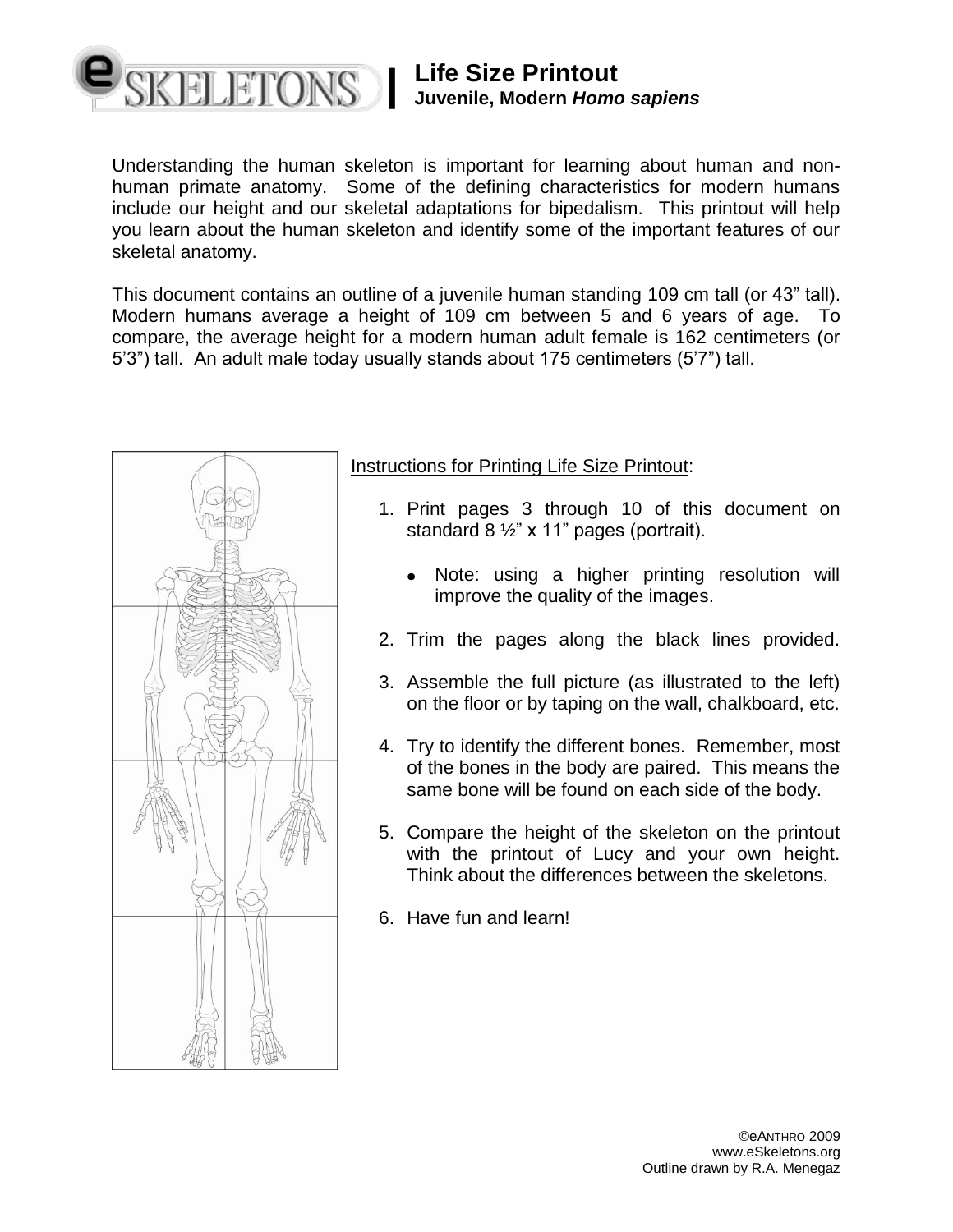# Life Size Printout

**Juvenile, Modern *Homo sapiens***

Understanding the human skeleton is important for learning about human and non-human primate anatomy. Some of the defining characteristics for modern humans include our height and our skeletal adaptations for bipedalism. This printout will help you learn about the human skeleton and identify some of the important features of our skeletal anatomy.

This document contains an outline of a juvenile human standing 109 cm tall (or 43" tall). Modern humans average a height of 109 cm between 5 and 6 years of age. To compare, the average height for a modern human adult female is 162 centimeters (or 5'3") tall. An adult male today usually stands about 175 centimeters (5'7") tall.

<u>Instructions for Printing Life Size Printout</u>:

1. Print pages 3 through 10 of this document on standard 8 ½" x 11" pages (portrait).
   - Note: using a higher printing resolution will improve the quality of the images.
2. Trim the pages along the black lines provided.
3. Assemble the full picture (as illustrated to the left) on the floor or by taping on the wall, chalkboard, etc.
4. Try to identify the different bones. Remember, most of the bones in the body are paired. This means the same bone will be found on each side of the body.
5. Compare the height of the skeleton on the printout with the printout of Lucy and your own height. Think about the differences between the skeletons.
6. Have fun and learn!

©eANTHRO 2009
www.eSkeletons.org
Outline drawn by R.A. Menegaz